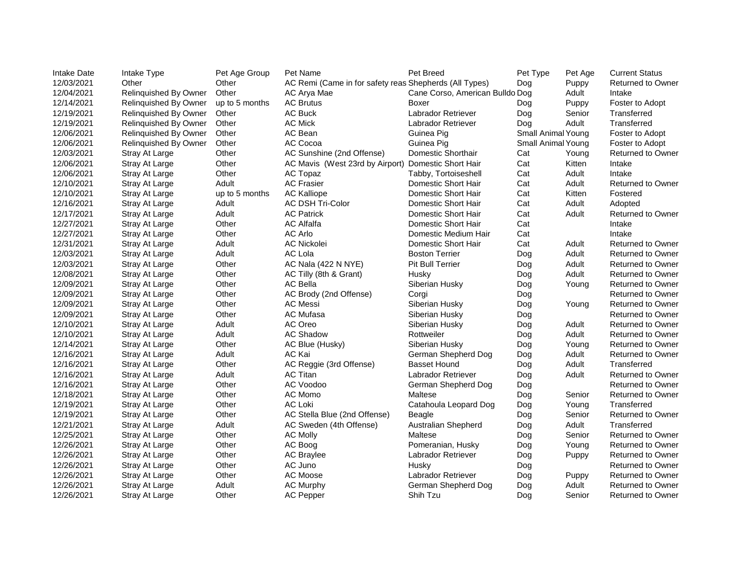| Intake Date | Intake Type | Pet Age Group | Pet Name | Pet Breed | Pet Type | Pet Age | Current Status |
|---|---|---|---|---|---|---|---|
| 12/03/2021 | Other | Other | AC Remi (Came in for safety reas | Shepherds (All Types) | Dog | Puppy | Returned to Owner |
| 12/04/2021 | Relinquished By Owner | Other | AC Arya Mae | Cane Corso, American Bulldo | Dog | Adult | Intake |
| 12/14/2021 | Relinquished By Owner | up to 5 months | AC Brutus | Boxer | Dog | Puppy | Foster to Adopt |
| 12/19/2021 | Relinquished By Owner | Other | AC Buck | Labrador Retriever | Dog | Senior | Transferred |
| 12/19/2021 | Relinquished By Owner | Other | AC Mick | Labrador Retriever | Dog | Adult | Transferred |
| 12/06/2021 | Relinquished By Owner | Other | AC Bean | Guinea Pig | Small Animal | Young | Foster to Adopt |
| 12/06/2021 | Relinquished By Owner | Other | AC Cocoa | Guinea Pig | Small Animal | Young | Foster to Adopt |
| 12/03/2021 | Stray At Large | Other | AC Sunshine (2nd Offense) | Domestic Shorthair | Cat | Young | Returned to Owner |
| 12/06/2021 | Stray At Large | Other | AC Mavis (West 23rd by Airport) | Domestic Short Hair | Cat | Kitten | Intake |
| 12/06/2021 | Stray At Large | Other | AC Topaz | Tabby, Tortoiseshell | Cat | Adult | Intake |
| 12/10/2021 | Stray At Large | Adult | AC Frasier | Domestic Short Hair | Cat | Adult | Returned to Owner |
| 12/10/2021 | Stray At Large | up to 5 months | AC Kalliope | Domestic Short Hair | Cat | Kitten | Fostered |
| 12/16/2021 | Stray At Large | Adult | AC DSH Tri-Color | Domestic Short Hair | Cat | Adult | Adopted |
| 12/17/2021 | Stray At Large | Adult | AC Patrick | Domestic Short Hair | Cat | Adult | Returned to Owner |
| 12/27/2021 | Stray At Large | Other | AC Alfalfa | Domestic Short Hair | Cat | | Intake |
| 12/27/2021 | Stray At Large | Other | AC Arlo | Domestic Medium Hair | Cat | | Intake |
| 12/31/2021 | Stray At Large | Adult | AC Nickolei | Domestic Short Hair | Cat | Adult | Returned to Owner |
| 12/03/2021 | Stray At Large | Adult | AC Lola | Boston Terrier | Dog | Adult | Returned to Owner |
| 12/03/2021 | Stray At Large | Other | AC Nala (422 N NYE) | Pit Bull Terrier | Dog | Adult | Returned to Owner |
| 12/08/2021 | Stray At Large | Other | AC Tilly (8th & Grant) | Husky | Dog | Adult | Returned to Owner |
| 12/09/2021 | Stray At Large | Other | AC Bella | Siberian Husky | Dog | Young | Returned to Owner |
| 12/09/2021 | Stray At Large | Other | AC Brody (2nd Offense) | Corgi | Dog | | Returned to Owner |
| 12/09/2021 | Stray At Large | Other | AC Messi | Siberian Husky | Dog | Young | Returned to Owner |
| 12/09/2021 | Stray At Large | Other | AC Mufasa | Siberian Husky | Dog | | Returned to Owner |
| 12/10/2021 | Stray At Large | Adult | AC Oreo | Siberian Husky | Dog | Adult | Returned to Owner |
| 12/10/2021 | Stray At Large | Adult | AC Shadow | Rottweiler | Dog | Adult | Returned to Owner |
| 12/14/2021 | Stray At Large | Other | AC Blue (Husky) | Siberian Husky | Dog | Young | Returned to Owner |
| 12/16/2021 | Stray At Large | Adult | AC Kai | German Shepherd Dog | Dog | Adult | Returned to Owner |
| 12/16/2021 | Stray At Large | Other | AC Reggie (3rd Offense) | Basset Hound | Dog | Adult | Transferred |
| 12/16/2021 | Stray At Large | Adult | AC Titan | Labrador Retriever | Dog | Adult | Returned to Owner |
| 12/16/2021 | Stray At Large | Other | AC Voodoo | German Shepherd Dog | Dog | | Returned to Owner |
| 12/18/2021 | Stray At Large | Other | AC Momo | Maltese | Dog | Senior | Returned to Owner |
| 12/19/2021 | Stray At Large | Other | AC Loki | Catahoula Leopard Dog | Dog | Young | Transferred |
| 12/19/2021 | Stray At Large | Other | AC Stella Blue (2nd Offense) | Beagle | Dog | Senior | Returned to Owner |
| 12/21/2021 | Stray At Large | Adult | AC Sweden (4th Offense) | Australian Shepherd | Dog | Adult | Transferred |
| 12/25/2021 | Stray At Large | Other | AC Molly | Maltese | Dog | Senior | Returned to Owner |
| 12/26/2021 | Stray At Large | Other | AC Boog | Pomeranian, Husky | Dog | Young | Returned to Owner |
| 12/26/2021 | Stray At Large | Other | AC Braylee | Labrador Retriever | Dog | Puppy | Returned to Owner |
| 12/26/2021 | Stray At Large | Other | AC Juno | Husky | Dog | | Returned to Owner |
| 12/26/2021 | Stray At Large | Other | AC Moose | Labrador Retriever | Dog | Puppy | Returned to Owner |
| 12/26/2021 | Stray At Large | Adult | AC Murphy | German Shepherd Dog | Dog | Adult | Returned to Owner |
| 12/26/2021 | Stray At Large | Other | AC Pepper | Shih Tzu | Dog | Senior | Returned to Owner |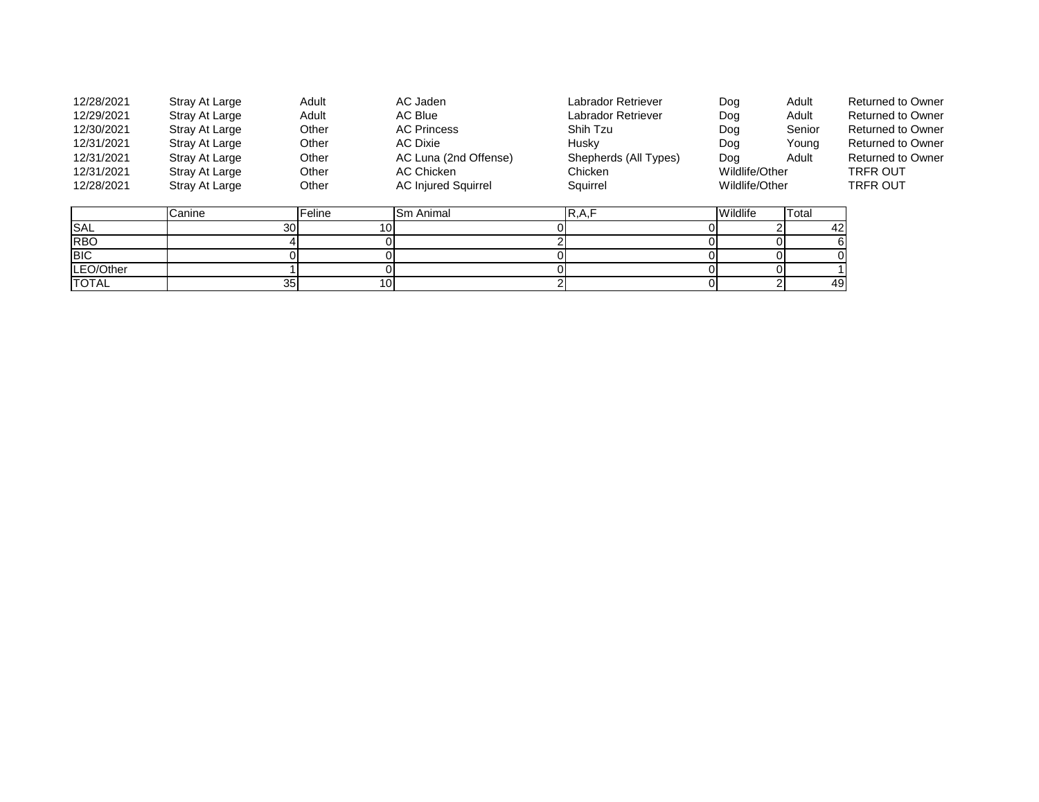| | | | | | | | |
|---|---|---|---|---|---|---|---|
| 12/28/2021 | Stray At Large | Adult | AC Jaden | Labrador Retriever | Dog | Adult | Returned to Owner |
| 12/29/2021 | Stray At Large | Adult | AC Blue | Labrador Retriever | Dog | Adult | Returned to Owner |
| 12/30/2021 | Stray At Large | Other | AC Princess | Shih Tzu | Dog | Senior | Returned to Owner |
| 12/31/2021 | Stray At Large | Other | AC Dixie | Husky | Dog | Young | Returned to Owner |
| 12/31/2021 | Stray At Large | Other | AC Luna (2nd Offense) | Shepherds (All Types) | Dog | Adult | Returned to Owner |
| 12/31/2021 | Stray At Large | Other | AC Chicken | Chicken | Wildlife/Other | | TRFR OUT |
| 12/28/2021 | Stray At Large | Other | AC Injured Squirrel | Squirrel | Wildlife/Other | | TRFR OUT |

| | Canine | Feline | Sm Animal | R,A,F | Wildlife | Total |
|---|---|---|---|---|---|---|
| SAL | 30 | 10 | 0 | 0 | 2 | 42 |
| RBO | 4 | 0 | 2 | 0 | 0 | 6 |
| BIC | 0 | 0 | 0 | 0 | 0 | 0 |
| LEO/Other | 1 | 0 | 0 | 0 | 0 | 1 |
| TOTAL | 35 | 10 | 2 | 0 | 2 | 49 |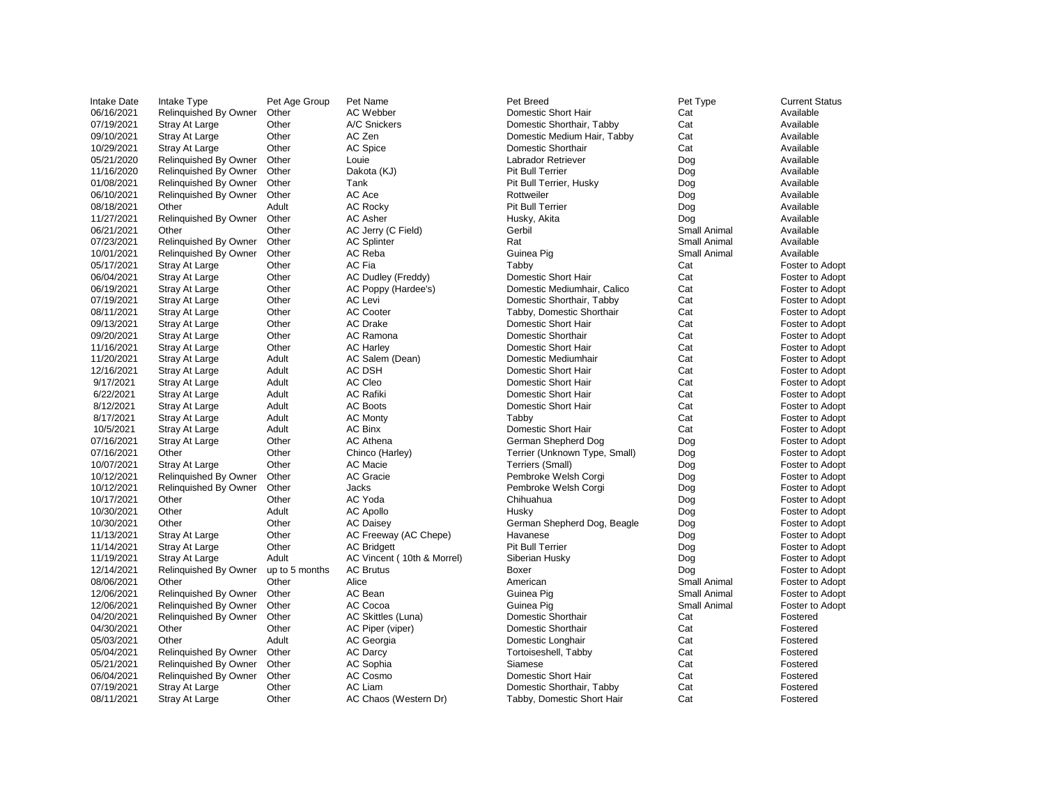| Intake Date | Intake Type | Pet Age Group | Pet Name | Pet Breed | Pet Type | Current Status |
|---|---|---|---|---|---|---|
| 06/16/2021 | Relinquished By Owner | Other | AC Webber | Domestic Short Hair | Cat | Available |
| 07/19/2021 | Stray At Large | Other | A/C Snickers | Domestic Shorthair, Tabby | Cat | Available |
| 09/10/2021 | Stray At Large | Other | AC Zen | Domestic Medium Hair, Tabby | Cat | Available |
| 10/29/2021 | Stray At Large | Other | AC Spice | Domestic Shorthair | Cat | Available |
| 05/21/2020 | Relinquished By Owner | Other | Louie | Labrador Retriever | Dog | Available |
| 11/16/2020 | Relinquished By Owner | Other | Dakota (KJ) | Pit Bull Terrier | Dog | Available |
| 01/08/2021 | Relinquished By Owner | Other | Tank | Pit Bull Terrier, Husky | Dog | Available |
| 06/10/2021 | Relinquished By Owner | Other | AC Ace | Rottweiler | Dog | Available |
| 08/18/2021 | Other | Adult | AC Rocky | Pit Bull Terrier | Dog | Available |
| 11/27/2021 | Relinquished By Owner | Other | AC Asher | Husky, Akita | Dog | Available |
| 06/21/2021 | Other | Other | AC Jerry (C Field) | Gerbil | Small Animal | Available |
| 07/23/2021 | Relinquished By Owner | Other | AC Splinter | Rat | Small Animal | Available |
| 10/01/2021 | Relinquished By Owner | Other | AC Reba | Guinea Pig | Small Animal | Available |
| 05/17/2021 | Stray At Large | Other | AC Fia | Tabby | Cat | Foster to Adopt |
| 06/04/2021 | Stray At Large | Other | AC Dudley (Freddy) | Domestic Short Hair | Cat | Foster to Adopt |
| 06/19/2021 | Stray At Large | Other | AC Poppy (Hardee's) | Domestic Mediumhair, Calico | Cat | Foster to Adopt |
| 07/19/2021 | Stray At Large | Other | AC Levi | Domestic Shorthair, Tabby | Cat | Foster to Adopt |
| 08/11/2021 | Stray At Large | Other | AC Cooter | Tabby, Domestic Shorthair | Cat | Foster to Adopt |
| 09/13/2021 | Stray At Large | Other | AC Drake | Domestic Short Hair | Cat | Foster to Adopt |
| 09/20/2021 | Stray At Large | Other | AC Ramona | Domestic Shorthair | Cat | Foster to Adopt |
| 11/16/2021 | Stray At Large | Other | AC Harley | Domestic Short Hair | Cat | Foster to Adopt |
| 11/20/2021 | Stray At Large | Adult | AC Salem (Dean) | Domestic Mediumhair | Cat | Foster to Adopt |
| 12/16/2021 | Stray At Large | Adult | AC DSH | Domestic Short Hair | Cat | Foster to Adopt |
| 9/17/2021 | Stray At Large | Adult | AC Cleo | Domestic Short Hair | Cat | Foster to Adopt |
| 6/22/2021 | Stray At Large | Adult | AC Rafiki | Domestic Short Hair | Cat | Foster to Adopt |
| 8/12/2021 | Stray At Large | Adult | AC Boots | Domestic Short Hair | Cat | Foster to Adopt |
| 8/17/2021 | Stray At Large | Adult | AC Monty | Tabby | Cat | Foster to Adopt |
| 10/5/2021 | Stray At Large | Adult | AC Binx | Domestic Short Hair | Cat | Foster to Adopt |
| 07/16/2021 | Stray At Large | Other | AC Athena | German Shepherd Dog | Dog | Foster to Adopt |
| 07/16/2021 | Other | Other | Chinco (Harley) | Terrier (Unknown Type, Small) | Dog | Foster to Adopt |
| 10/07/2021 | Stray At Large | Other | AC Macie | Terriers (Small) | Dog | Foster to Adopt |
| 10/12/2021 | Relinquished By Owner | Other | AC Gracie | Pembroke Welsh Corgi | Dog | Foster to Adopt |
| 10/12/2021 | Relinquished By Owner | Other | Jacks | Pembroke Welsh Corgi | Dog | Foster to Adopt |
| 10/17/2021 | Other | Other | AC Yoda | Chihuahua | Dog | Foster to Adopt |
| 10/30/2021 | Other | Adult | AC Apollo | Husky | Dog | Foster to Adopt |
| 10/30/2021 | Other | Other | AC Daisey | German Shepherd Dog, Beagle | Dog | Foster to Adopt |
| 11/13/2021 | Stray At Large | Other | AC Freeway (AC Chepe) | Havanese | Dog | Foster to Adopt |
| 11/14/2021 | Stray At Large | Other | AC Bridgett | Pit Bull Terrier | Dog | Foster to Adopt |
| 11/19/2021 | Stray At Large | Adult | AC Vincent ( 10th & Morrel) | Siberian Husky | Dog | Foster to Adopt |
| 12/14/2021 | Relinquished By Owner | up to 5 months | AC Brutus | Boxer | Dog | Foster to Adopt |
| 08/06/2021 | Other | Other | Alice | American | Small Animal | Foster to Adopt |
| 12/06/2021 | Relinquished By Owner | Other | AC Bean | Guinea Pig | Small Animal | Foster to Adopt |
| 12/06/2021 | Relinquished By Owner | Other | AC Cocoa | Guinea Pig | Small Animal | Foster to Adopt |
| 04/20/2021 | Relinquished By Owner | Other | AC Skittles (Luna) | Domestic Shorthair | Cat | Fostered |
| 04/30/2021 | Other | Other | AC Piper (viper) | Domestic Shorthair | Cat | Fostered |
| 05/03/2021 | Other | Adult | AC Georgia | Domestic Longhair | Cat | Fostered |
| 05/04/2021 | Relinquished By Owner | Other | AC Darcy | Tortoiseshell, Tabby | Cat | Fostered |
| 05/21/2021 | Relinquished By Owner | Other | AC Sophia | Siamese | Cat | Fostered |
| 06/04/2021 | Relinquished By Owner | Other | AC Cosmo | Domestic Short Hair | Cat | Fostered |
| 07/19/2021 | Stray At Large | Other | AC Liam | Domestic Shorthair, Tabby | Cat | Fostered |
| 08/11/2021 | Stray At Large | Other | AC Chaos (Western Dr) | Tabby, Domestic Short Hair | Cat | Fostered |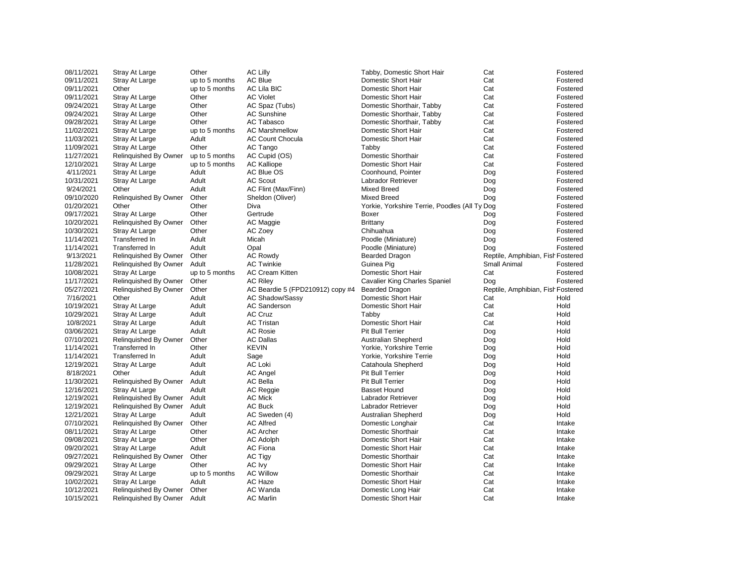| | | | | | | |
|---|---|---|---|---|---|---|
| 08/11/2021 | Stray At Large | Other | AC Lilly | Tabby, Domestic Short Hair | Cat | Fostered |
| 09/11/2021 | Stray At Large | up to 5 months | AC Blue | Domestic Short Hair | Cat | Fostered |
| 09/11/2021 | Other | up to 5 months | AC Lila BIC | Domestic Short Hair | Cat | Fostered |
| 09/11/2021 | Stray At Large | Other | AC Violet | Domestic Short Hair | Cat | Fostered |
| 09/24/2021 | Stray At Large | Other | AC Spaz (Tubs) | Domestic Shorthair, Tabby | Cat | Fostered |
| 09/24/2021 | Stray At Large | Other | AC Sunshine | Domestic Shorthair, Tabby | Cat | Fostered |
| 09/28/2021 | Stray At Large | Other | AC Tabasco | Domestic Shorthair, Tabby | Cat | Fostered |
| 11/02/2021 | Stray At Large | up to 5 months | AC Marshmellow | Domestic Short Hair | Cat | Fostered |
| 11/03/2021 | Stray At Large | Adult | AC Count Chocula | Domestic Short Hair | Cat | Fostered |
| 11/09/2021 | Stray At Large | Other | AC Tango | Tabby | Cat | Fostered |
| 11/27/2021 | Relinquished By Owner | up to 5 months | AC Cupid (OS) | Domestic Shorthair | Cat | Fostered |
| 12/10/2021 | Stray At Large | up to 5 months | AC Kalliope | Domestic Short Hair | Cat | Fostered |
| 4/11/2021 | Stray At Large | Adult | AC Blue OS | Coonhound, Pointer | Dog | Fostered |
| 10/31/2021 | Stray At Large | Adult | AC Scout | Labrador Retriever | Dog | Fostered |
| 9/24/2021 | Other | Adult | AC Flint (Max/Finn) | Mixed Breed | Dog | Fostered |
| 09/10/2020 | Relinquished By Owner | Other | Sheldon (Oliver) | Mixed Breed | Dog | Fostered |
| 01/20/2021 | Other | Other | Diva | Yorkie, Yorkshire Terrie, Poodles (All Ty | Dog | Fostered |
| 09/17/2021 | Stray At Large | Other | Gertrude | Boxer | Dog | Fostered |
| 10/20/2021 | Relinquished By Owner | Other | AC Maggie | Brittany | Dog | Fostered |
| 10/30/2021 | Stray At Large | Other | AC Zoey | Chihuahua | Dog | Fostered |
| 11/14/2021 | Transferred In | Adult | Micah | Poodle (Miniature) | Dog | Fostered |
| 11/14/2021 | Transferred In | Adult | Opal | Poodle (Miniature) | Dog | Fostered |
| 9/13/2021 | Relinquished By Owner | Other | AC Rowdy | Bearded Dragon | Reptile, Amphibian, Fish | Fostered |
| 11/28/2021 | Relinquished By Owner | Adult | AC Twinkie | Guinea Pig | Small Animal | Fostered |
| 10/08/2021 | Stray At Large | up to 5 months | AC Cream Kitten | Domestic Short Hair | Cat | Fostered |
| 11/17/2021 | Relinquished By Owner | Other | AC Riley | Cavalier King Charles Spaniel | Dog | Fostered |
| 05/27/2021 | Relinquished By Owner | Other | AC Beardie 5 (FPD210912) copy #4 | Bearded Dragon | Reptile, Amphibian, Fish | Fostered |
| 7/16/2021 | Other | Adult | AC Shadow/Sassy | Domestic Short Hair | Cat | Hold |
| 10/19/2021 | Stray At Large | Adult | AC Sanderson | Domestic Short Hair | Cat | Hold |
| 10/29/2021 | Stray At Large | Adult | AC Cruz | Tabby | Cat | Hold |
| 10/8/2021 | Stray At Large | Adult | AC Tristan | Domestic Short Hair | Cat | Hold |
| 03/06/2021 | Stray At Large | Adult | AC Rosie | Pit Bull Terrier | Dog | Hold |
| 07/10/2021 | Relinquished By Owner | Other | AC Dallas | Australian Shepherd | Dog | Hold |
| 11/14/2021 | Transferred In | Other | KEVIN | Yorkie, Yorkshire Terrie | Dog | Hold |
| 11/14/2021 | Transferred In | Adult | Sage | Yorkie, Yorkshire Terrie | Dog | Hold |
| 12/19/2021 | Stray At Large | Adult | AC Loki | Catahoula Shepherd | Dog | Hold |
| 8/18/2021 | Other | Adult | AC Angel | Pit Bull Terrier | Dog | Hold |
| 11/30/2021 | Relinquished By Owner | Adult | AC Bella | Pit Bull Terrier | Dog | Hold |
| 12/16/2021 | Stray At Large | Adult | AC Reggie | Basset Hound | Dog | Hold |
| 12/19/2021 | Relinquished By Owner | Adult | AC Mick | Labrador Retriever | Dog | Hold |
| 12/19/2021 | Relinquished By Owner | Adult | AC Buck | Labrador Retriever | Dog | Hold |
| 12/21/2021 | Stray At Large | Adult | AC Sweden (4) | Australian Shepherd | Dog | Hold |
| 07/10/2021 | Relinquished By Owner | Other | AC Alfred | Domestic Longhair | Cat | Intake |
| 08/11/2021 | Stray At Large | Other | AC Archer | Domestic Shorthair | Cat | Intake |
| 09/08/2021 | Stray At Large | Other | AC Adolph | Domestic Short Hair | Cat | Intake |
| 09/20/2021 | Stray At Large | Adult | AC Fiona | Domestic Short Hair | Cat | Intake |
| 09/27/2021 | Relinquished By Owner | Other | AC Tigy | Domestic Shorthair | Cat | Intake |
| 09/29/2021 | Stray At Large | Other | AC Ivy | Domestic Short Hair | Cat | Intake |
| 09/29/2021 | Stray At Large | up to 5 months | AC Willow | Domestic Shorthair | Cat | Intake |
| 10/02/2021 | Stray At Large | Adult | AC Haze | Domestic Short Hair | Cat | Intake |
| 10/12/2021 | Relinquished By Owner | Other | AC Wanda | Domestic Long Hair | Cat | Intake |
| 10/15/2021 | Relinquished By Owner | Adult | AC Marlin | Domestic Short Hair | Cat | Intake |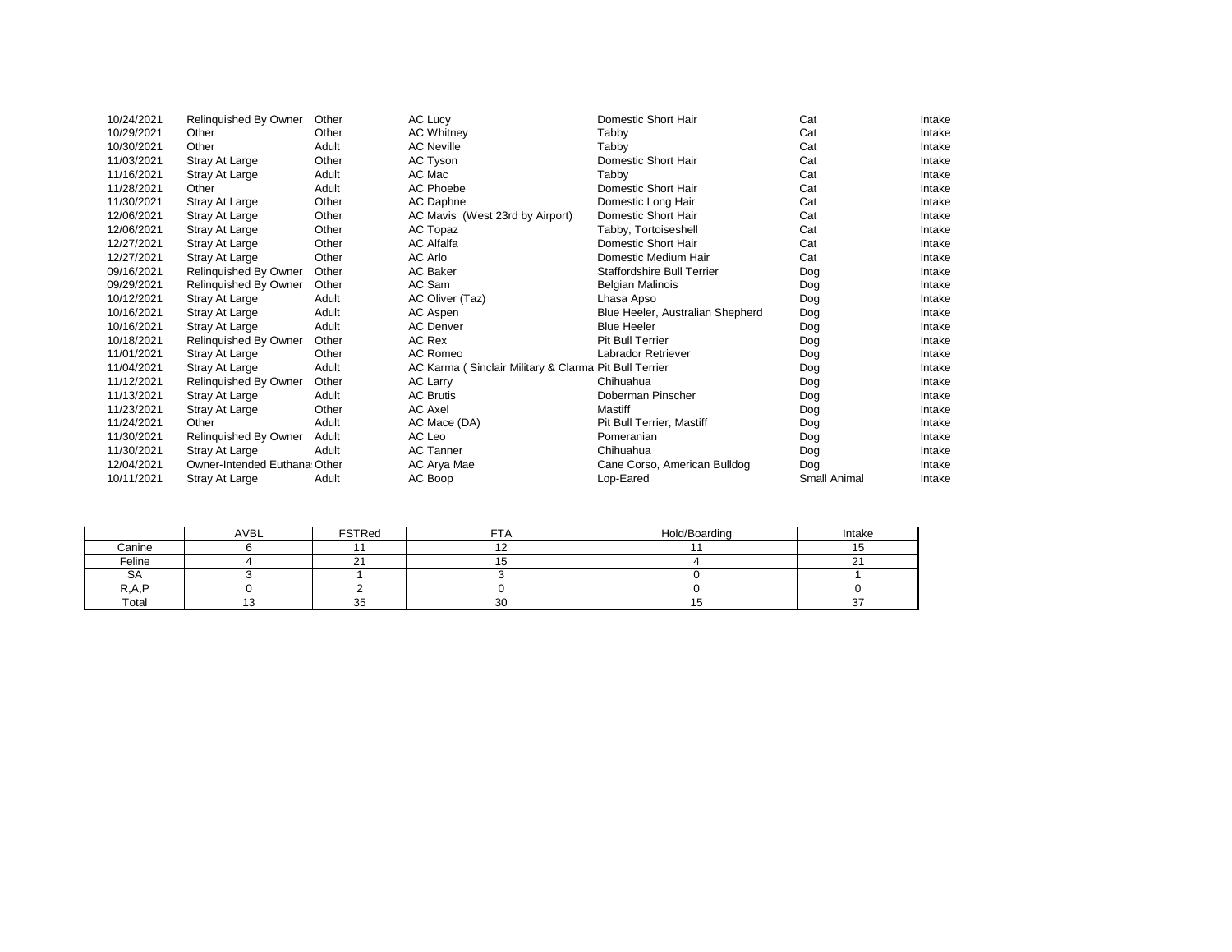| | | | | | | |
|---|---|---|---|---|---|---|
| 10/24/2021 | Relinquished By Owner | Other | AC Lucy | Domestic Short Hair | Cat | Intake |
| 10/29/2021 | Other | Other | AC Whitney | Tabby | Cat | Intake |
| 10/30/2021 | Other | Adult | AC Neville | Tabby | Cat | Intake |
| 11/03/2021 | Stray At Large | Other | AC Tyson | Domestic Short Hair | Cat | Intake |
| 11/16/2021 | Stray At Large | Adult | AC Mac | Tabby | Cat | Intake |
| 11/28/2021 | Other | Adult | AC Phoebe | Domestic Short Hair | Cat | Intake |
| 11/30/2021 | Stray At Large | Other | AC Daphne | Domestic Long Hair | Cat | Intake |
| 12/06/2021 | Stray At Large | Other | AC Mavis (West 23rd by Airport) | Domestic Short Hair | Cat | Intake |
| 12/06/2021 | Stray At Large | Other | AC Topaz | Tabby, Tortoiseshell | Cat | Intake |
| 12/27/2021 | Stray At Large | Other | AC Alfalfa | Domestic Short Hair | Cat | Intake |
| 12/27/2021 | Stray At Large | Other | AC Arlo | Domestic Medium Hair | Cat | Intake |
| 09/16/2021 | Relinquished By Owner | Other | AC Baker | Staffordshire Bull Terrier | Dog | Intake |
| 09/29/2021 | Relinquished By Owner | Other | AC Sam | Belgian Malinois | Dog | Intake |
| 10/12/2021 | Stray At Large | Adult | AC Oliver (Taz) | Lhasa Apso | Dog | Intake |
| 10/16/2021 | Stray At Large | Adult | AC Aspen | Blue Heeler, Australian Shepherd | Dog | Intake |
| 10/16/2021 | Stray At Large | Adult | AC Denver | Blue Heeler | Dog | Intake |
| 10/18/2021 | Relinquished By Owner | Other | AC Rex | Pit Bull Terrier | Dog | Intake |
| 11/01/2021 | Stray At Large | Other | AC Romeo | Labrador Retriever | Dog | Intake |
| 11/04/2021 | Stray At Large | Adult | AC Karma ( Sinclair Military & Clarma | Pit Bull Terrier | Dog | Intake |
| 11/12/2021 | Relinquished By Owner | Other | AC Larry | Chihuahua | Dog | Intake |
| 11/13/2021 | Stray At Large | Adult | AC Brutis | Doberman Pinscher | Dog | Intake |
| 11/23/2021 | Stray At Large | Other | AC Axel | Mastiff | Dog | Intake |
| 11/24/2021 | Other | Adult | AC Mace (DA) | Pit Bull Terrier, Mastiff | Dog | Intake |
| 11/30/2021 | Relinquished By Owner | Adult | AC Leo | Pomeranian | Dog | Intake |
| 11/30/2021 | Stray At Large | Adult | AC Tanner | Chihuahua | Dog | Intake |
| 12/04/2021 | Owner-Intended Euthana | Other | AC Arya Mae | Cane Corso, American Bulldog | Dog | Intake |
| 10/11/2021 | Stray At Large | Adult | AC Boop | Lop-Eared | Small Animal | Intake |

| | AVBL | FSTRed | FTA | Hold/Boarding | Intake |
|---|---|---|---|---|---|
| Canine | 6 | 11 | 12 | 11 | 15 |
| Feline | 4 | 21 | 15 | 4 | 21 |
| SA | 3 | 1 | 3 | 0 | 1 |
| R,A,P | 0 | 2 | 0 | 0 | 0 |
| Total | 13 | 35 | 30 | 15 | 37 |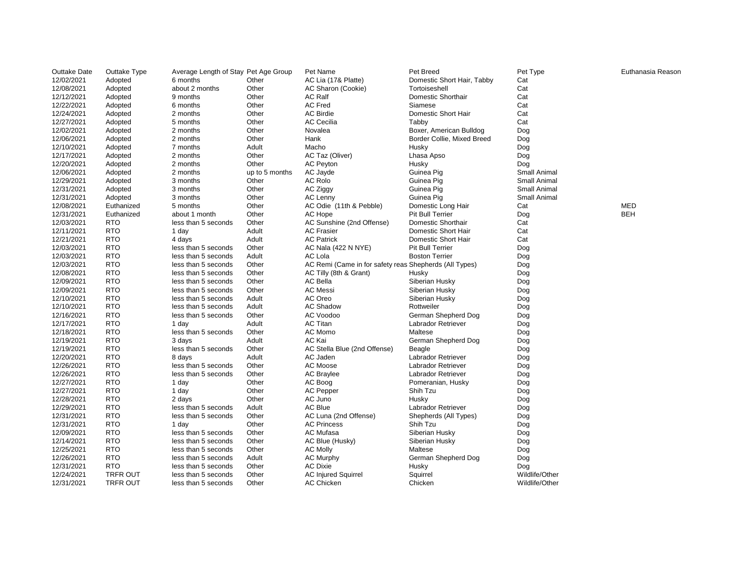| Outtake Date | Outtake Type | Average Length of Stay | Pet Age Group | Pet Name | Pet Breed | Pet Type | Euthanasia Reason |
|---|---|---|---|---|---|---|---|
| 12/02/2021 | Adopted | 6 months | Other | AC Lia (17& Platte) | Domestic Short Hair, Tabby | Cat | |
| 12/08/2021 | Adopted | about 2 months | Other | AC Sharon (Cookie) | Tortoiseshell | Cat | |
| 12/12/2021 | Adopted | 9 months | Other | AC Ralf | Domestic Shorthair | Cat | |
| 12/22/2021 | Adopted | 6 months | Other | AC Fred | Siamese | Cat | |
| 12/24/2021 | Adopted | 2 months | Other | AC Birdie | Domestic Short Hair | Cat | |
| 12/27/2021 | Adopted | 5 months | Other | AC Cecilia | Tabby | Cat | |
| 12/02/2021 | Adopted | 2 months | Other | Novalea | Boxer, American Bulldog | Dog | |
| 12/06/2021 | Adopted | 2 months | Other | Hank | Border Collie, Mixed Breed | Dog | |
| 12/10/2021 | Adopted | 7 months | Adult | Macho | Husky | Dog | |
| 12/17/2021 | Adopted | 2 months | Other | AC Taz (Oliver) | Lhasa Apso | Dog | |
| 12/20/2021 | Adopted | 2 months | Other | AC Peyton | Husky | Dog | |
| 12/06/2021 | Adopted | 2 months | up to 5 months | AC Jayde | Guinea Pig | Small Animal | |
| 12/29/2021 | Adopted | 3 months | Other | AC Rolo | Guinea Pig | Small Animal | |
| 12/31/2021 | Adopted | 3 months | Other | AC Ziggy | Guinea Pig | Small Animal | |
| 12/31/2021 | Adopted | 3 months | Other | AC Lenny | Guinea Pig | Small Animal | |
| 12/08/2021 | Euthanized | 5 months | Other | AC Odie (11th & Pebble) | Domestic Long Hair | Cat | MED |
| 12/31/2021 | Euthanized | about 1 month | Other | AC Hope | Pit Bull Terrier | Dog | BEH |
| 12/03/2021 | RTO | less than 5 seconds | Other | AC Sunshine (2nd Offense) | Domestic Shorthair | Cat | |
| 12/11/2021 | RTO | 1 day | Adult | AC Frasier | Domestic Short Hair | Cat | |
| 12/21/2021 | RTO | 4 days | Adult | AC Patrick | Domestic Short Hair | Cat | |
| 12/03/2021 | RTO | less than 5 seconds | Other | AC Nala (422 N NYE) | Pit Bull Terrier | Dog | |
| 12/03/2021 | RTO | less than 5 seconds | Adult | AC Lola | Boston Terrier | Dog | |
| 12/03/2021 | RTO | less than 5 seconds | Other | AC Remi (Came in for safety reas | Shepherds (All Types) | Dog | |
| 12/08/2021 | RTO | less than 5 seconds | Other | AC Tilly (8th & Grant) | Husky | Dog | |
| 12/09/2021 | RTO | less than 5 seconds | Other | AC Bella | Siberian Husky | Dog | |
| 12/09/2021 | RTO | less than 5 seconds | Other | AC Messi | Siberian Husky | Dog | |
| 12/10/2021 | RTO | less than 5 seconds | Adult | AC Oreo | Siberian Husky | Dog | |
| 12/10/2021 | RTO | less than 5 seconds | Adult | AC Shadow | Rottweiler | Dog | |
| 12/16/2021 | RTO | less than 5 seconds | Other | AC Voodoo | German Shepherd Dog | Dog | |
| 12/17/2021 | RTO | 1 day | Adult | AC Titan | Labrador Retriever | Dog | |
| 12/18/2021 | RTO | less than 5 seconds | Other | AC Momo | Maltese | Dog | |
| 12/19/2021 | RTO | 3 days | Adult | AC Kai | German Shepherd Dog | Dog | |
| 12/19/2021 | RTO | less than 5 seconds | Other | AC Stella Blue (2nd Offense) | Beagle | Dog | |
| 12/20/2021 | RTO | 8 days | Adult | AC Jaden | Labrador Retriever | Dog | |
| 12/26/2021 | RTO | less than 5 seconds | Other | AC Moose | Labrador Retriever | Dog | |
| 12/26/2021 | RTO | less than 5 seconds | Other | AC Braylee | Labrador Retriever | Dog | |
| 12/27/2021 | RTO | 1 day | Other | AC Boog | Pomeranian, Husky | Dog | |
| 12/27/2021 | RTO | 1 day | Other | AC Pepper | Shih Tzu | Dog | |
| 12/28/2021 | RTO | 2 days | Other | AC Juno | Husky | Dog | |
| 12/29/2021 | RTO | less than 5 seconds | Adult | AC Blue | Labrador Retriever | Dog | |
| 12/31/2021 | RTO | less than 5 seconds | Other | AC Luna (2nd Offense) | Shepherds (All Types) | Dog | |
| 12/31/2021 | RTO | 1 day | Other | AC Princess | Shih Tzu | Dog | |
| 12/09/2021 | RTO | less than 5 seconds | Other | AC Mufasa | Siberian Husky | Dog | |
| 12/14/2021 | RTO | less than 5 seconds | Other | AC Blue (Husky) | Siberian Husky | Dog | |
| 12/25/2021 | RTO | less than 5 seconds | Other | AC Molly | Maltese | Dog | |
| 12/26/2021 | RTO | less than 5 seconds | Adult | AC Murphy | German Shepherd Dog | Dog | |
| 12/31/2021 | RTO | less than 5 seconds | Other | AC Dixie | Husky | Dog | |
| 12/24/2021 | TRFR OUT | less than 5 seconds | Other | AC Injured Squirrel | Squirrel | Wildlife/Other | |
| 12/31/2021 | TRFR OUT | less than 5 seconds | Other | AC Chicken | Chicken | Wildlife/Other | |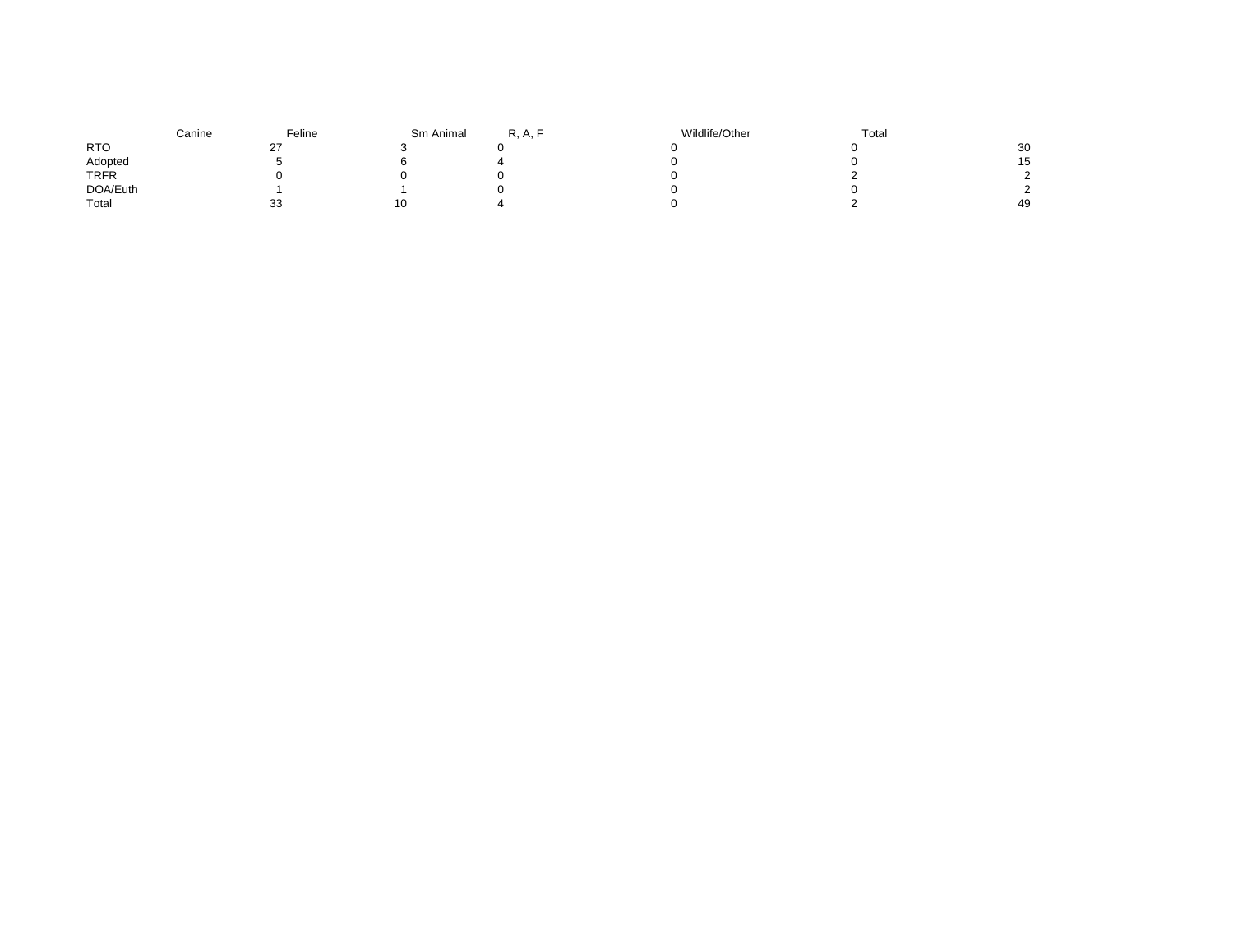| | Canine | Feline | Sm Animal | R, A, F | Wildlife/Other | Total |
|---|---|---|---|---|---|---|
| RTO | 27 | 3 | 0 | 0 | 0 | 30 |
| Adopted | 5 | 6 | 4 | 0 | 0 | 15 |
| TRFR | 0 | 0 | 0 | 0 | 2 | 2 |
| DOA/Euth | 1 | 1 | 0 | 0 | 0 | 2 |
| Total | 33 | 10 | 4 | 0 | 2 | 49 |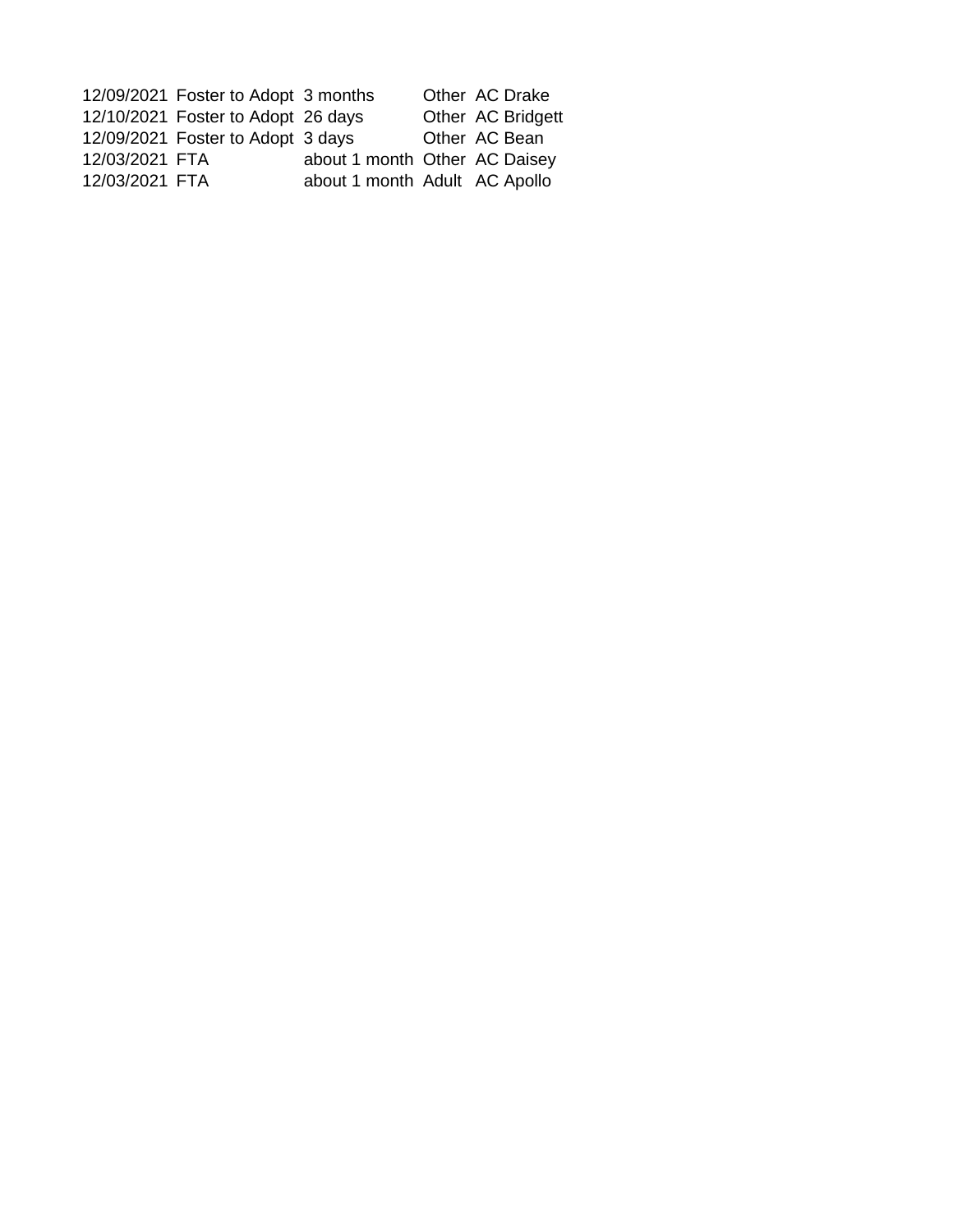| | | | | |
|---|---|---|---|---|
| 12/09/2021 | Foster to Adopt | 3 months | Other | AC Drake |
| 12/10/2021 | Foster to Adopt | 26 days | Other | AC Bridgett |
| 12/09/2021 | Foster to Adopt | 3 days | Other | AC Bean |
| 12/03/2021 | FTA | about 1 month | Other | AC Daisey |
| 12/03/2021 | FTA | about 1 month | Adult | AC Apollo |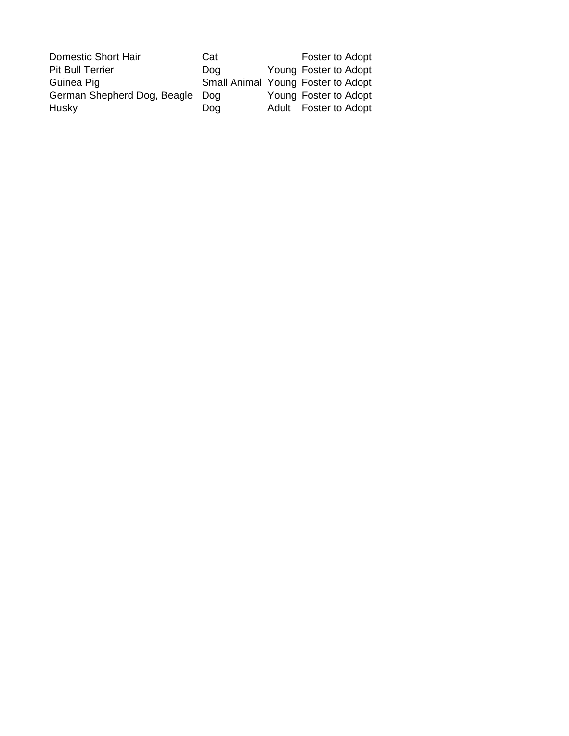| | | | |
|---|---|---|---|
| Domestic Short Hair | Cat | | Foster to Adopt |
| Pit Bull Terrier | Dog | Young | Foster to Adopt |
| Guinea Pig | Small Animal | Young | Foster to Adopt |
| German Shepherd Dog, Beagle | Dog | Young | Foster to Adopt |
| Husky | Dog | Adult | Foster to Adopt |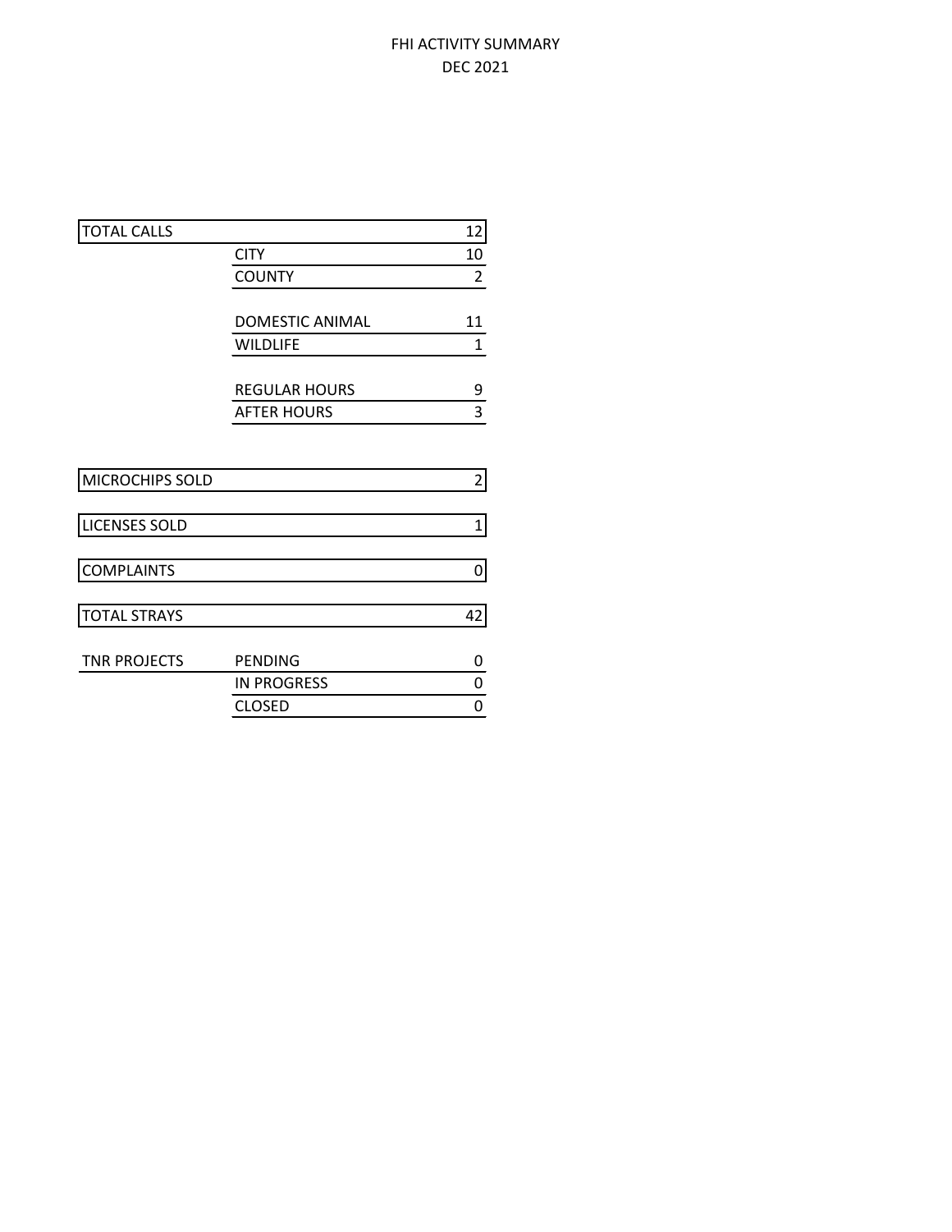# FHI ACTIVITY SUMMARY
## DEC 2021

| | | |
|---|---|---|
| TOTAL CALLS | | 12 |
| | CITY | 10 |
| | COUNTY | 2 |
| | | |
| | DOMESTIC ANIMAL | 11 |
| | WILDLIFE | 1 |
| | | |
| | REGULAR HOURS | 9 |
| | AFTER HOURS | 3 |
| | | |
| MICROCHIPS SOLD | | 2 |
| | | |
| LICENSES SOLD | | 1 |
| | | |
| COMPLAINTS | | 0 |
| | | |
| TOTAL STRAYS | | 42 |
| | | |
| TNR PROJECTS | PENDING | 0 |
| | IN PROGRESS | 0 |
| | CLOSED | 0 |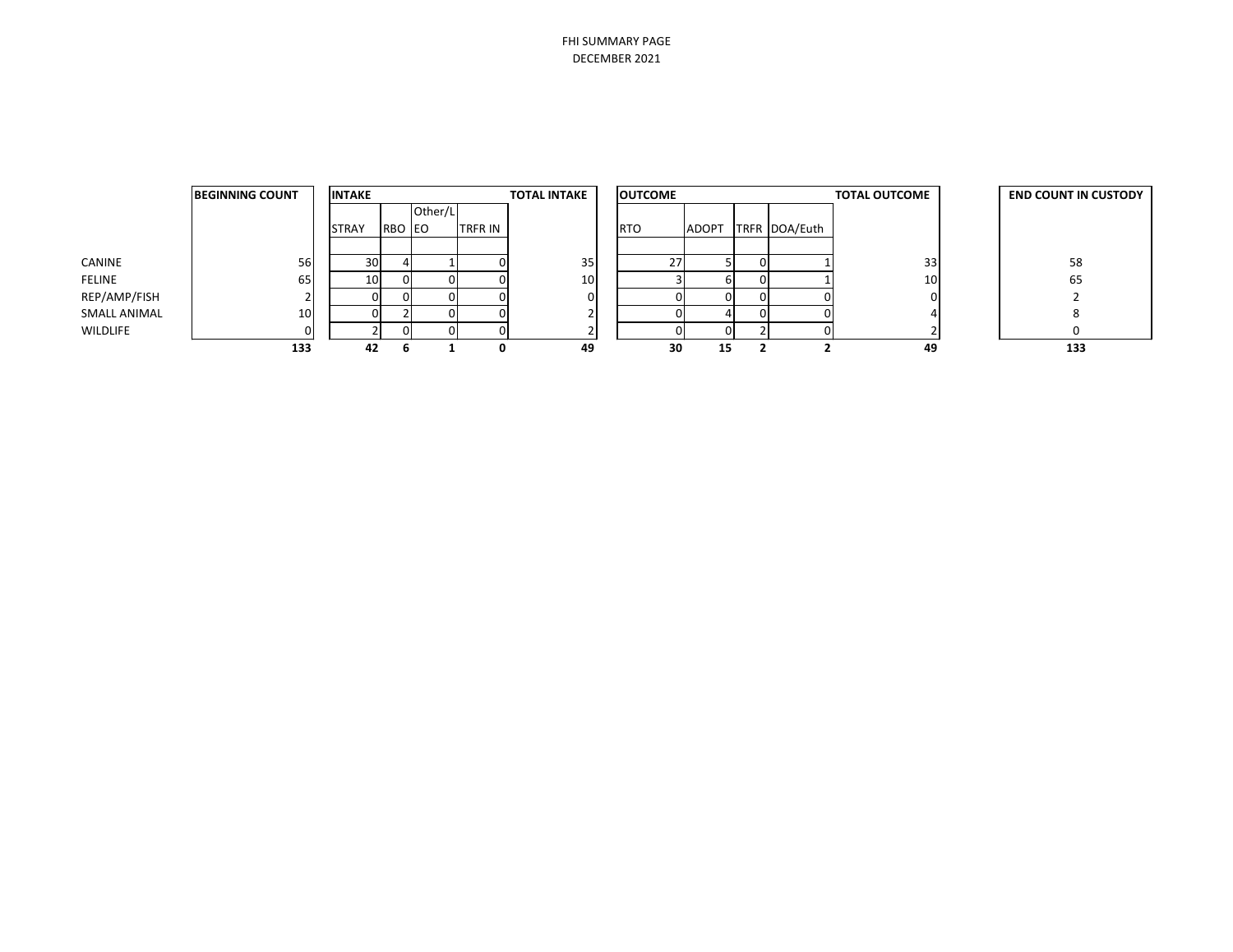FHI SUMMARY PAGE
DECEMBER 2021

| | BEGINNING COUNT | INTAKE | | | | TOTAL INTAKE | OUTCOME | | | | TOTAL OUTCOME | END COUNT IN CUSTODY |
|---|---|---|---|---|---|---|---|---|---|---|---|---|
| | | STRAY | RBO | Other/LEO | TRFR IN | | RTO | ADOPT | TRFR | DOA/Euth | | |
| CANINE | 56 | 30 | 4 | 1 | 0 | 35 | 27 | 5 | 0 | 1 | 33 | 58 |
| FELINE | 65 | 10 | 0 | 0 | 0 | 10 | 3 | 6 | 0 | 1 | 10 | 65 |
| REP/AMP/FISH | 2 | 0 | 0 | 0 | 0 | 0 | 0 | 0 | 0 | 0 | 0 | 2 |
| SMALL ANIMAL | 10 | 0 | 2 | 0 | 0 | 2 | 0 | 4 | 0 | 0 | 4 | 8 |
| WILDLIFE | 0 | 2 | 0 | 0 | 0 | 2 | 0 | 0 | 2 | 0 | 2 | 0 |
| | **133** | **42** | **6** | **1** | **0** | **49** | **30** | **15** | **2** | **2** | **49** | **133** |